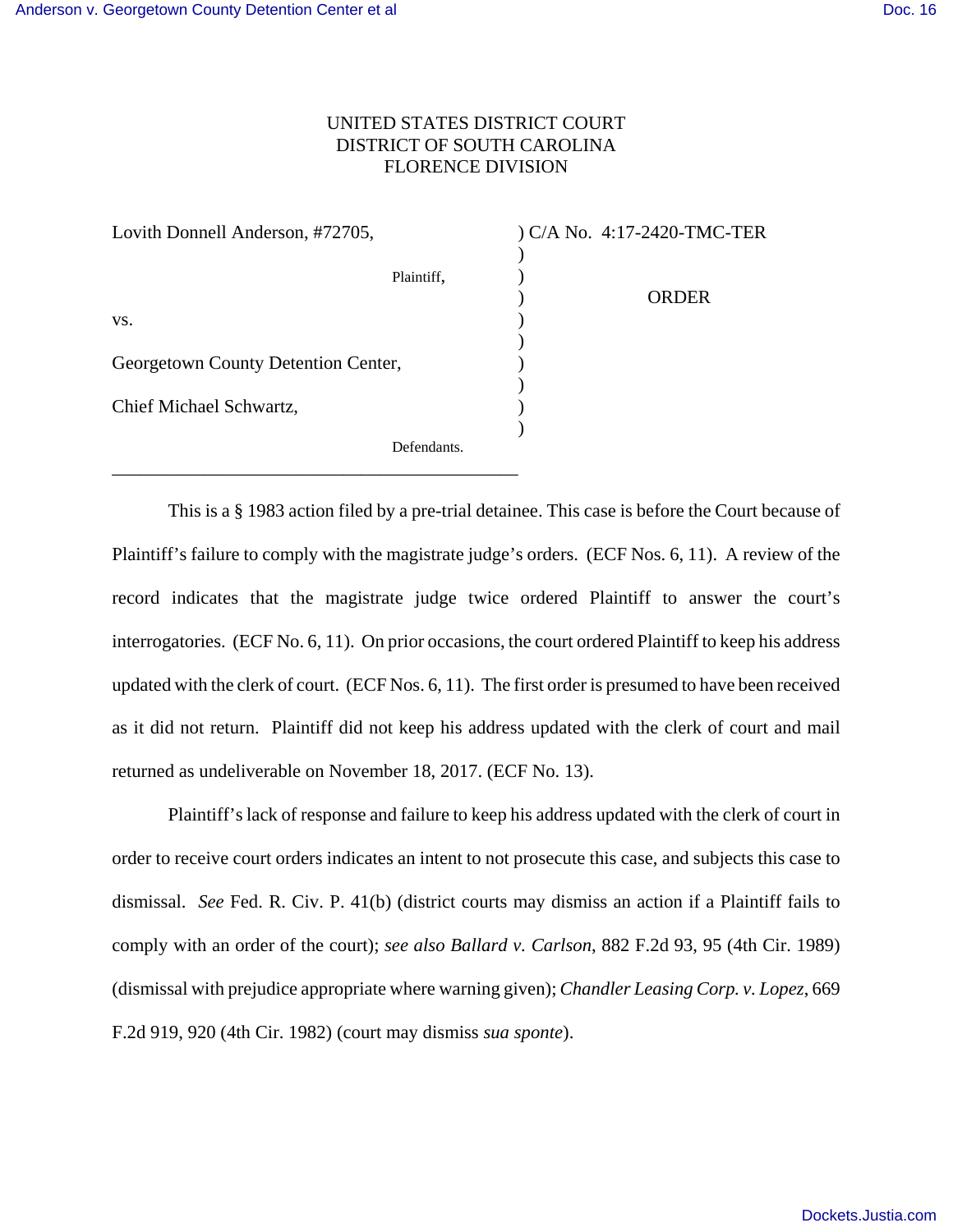UNITED STATES DISTRICT COURT
DISTRICT OF SOUTH CAROLINA
FLORENCE DIVISION

| | |
|---|---|
| Lovith Donnell Anderson, #72705, | C/A No. 4:17-2420-TMC-TER |
| Plaintiff, | |
| vs. | ORDER |
| Georgetown County Detention Center, | |
| Chief Michael Schwartz, | |
| Defendants. | |

This is a § 1983 action filed by a pre-trial detainee. This case is before the Court because of Plaintiff's failure to comply with the magistrate judge's orders. (ECF Nos. 6, 11). A review of the record indicates that the magistrate judge twice ordered Plaintiff to answer the court's interrogatories. (ECF No. 6, 11). On prior occasions, the court ordered Plaintiff to keep his address updated with the clerk of court. (ECF Nos. 6, 11). The first order is presumed to have been received as it did not return. Plaintiff did not keep his address updated with the clerk of court and mail returned as undeliverable on November 18, 2017. (ECF No. 13).

Plaintiff's lack of response and failure to keep his address updated with the clerk of court in order to receive court orders indicates an intent to not prosecute this case, and subjects this case to dismissal. *See* Fed. R. Civ. P. 41(b) (district courts may dismiss an action if a Plaintiff fails to comply with an order of the court); *see also Ballard v. Carlson*, 882 F.2d 93, 95 (4th Cir. 1989) (dismissal with prejudice appropriate where warning given); *Chandler Leasing Corp. v. Lopez*, 669 F.2d 919, 920 (4th Cir. 1982) (court may dismiss *sua sponte*).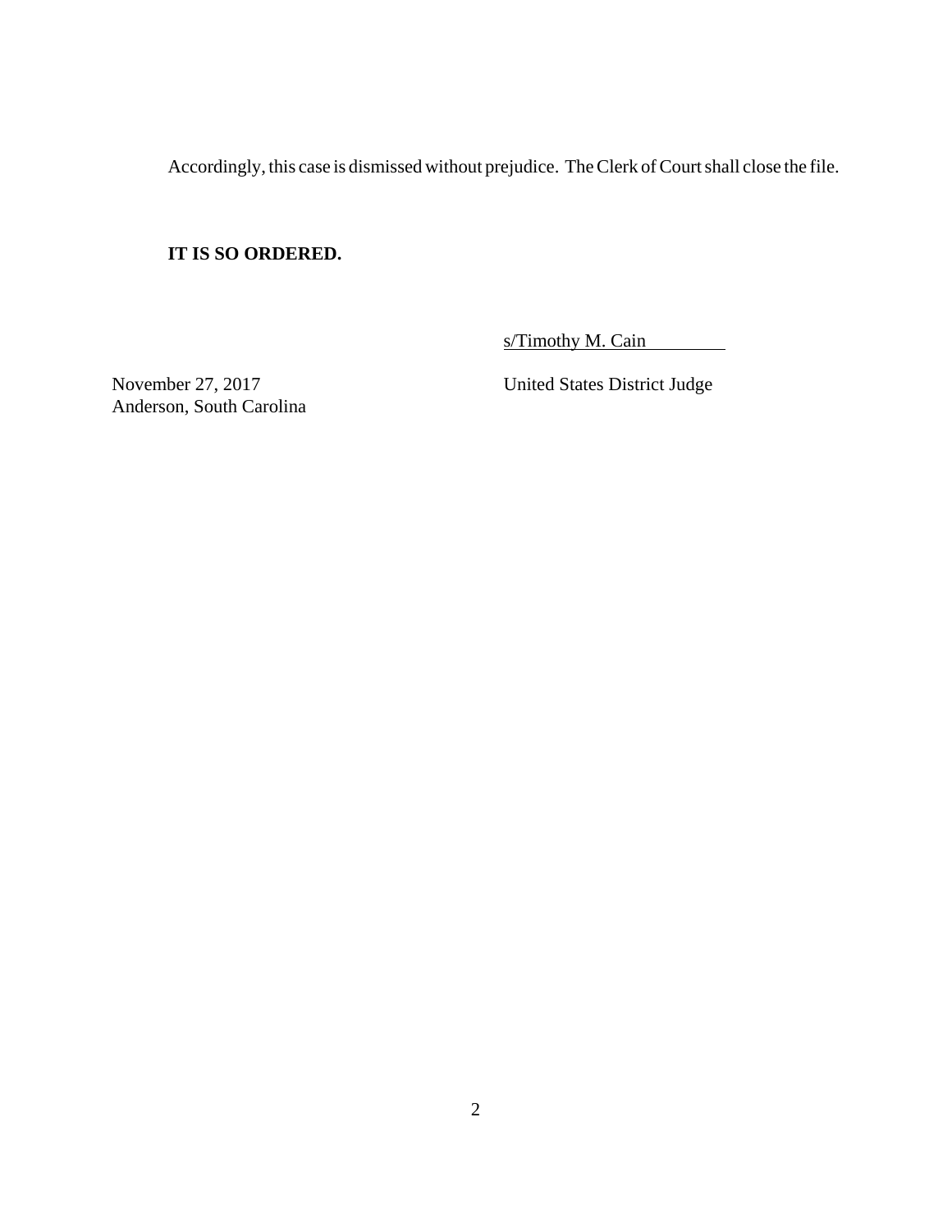Accordingly, this case is dismissed without prejudice. The Clerk of Court shall close the file.

**IT IS SO ORDERED.**

s/Timothy M. Cain
United States District Judge

November 27, 2017
Anderson, South Carolina